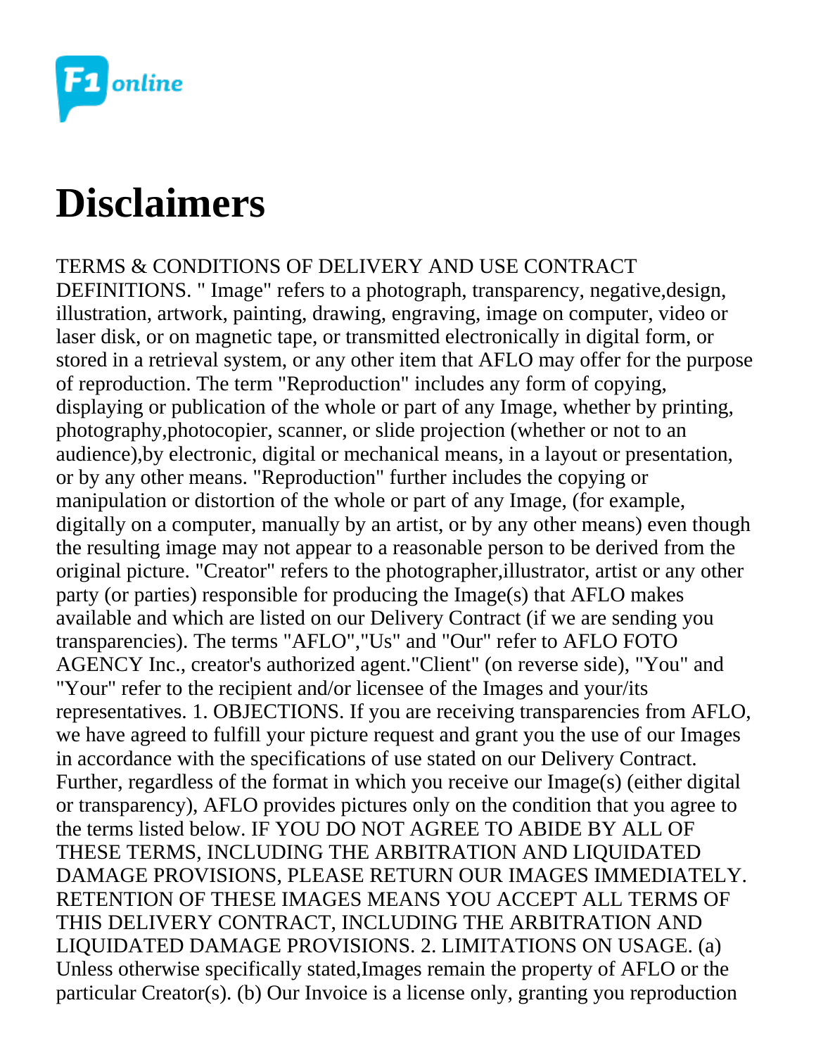# Disclaimers

TERMS & CONDITIONS OF DELIVERY AND USE CONTRACT DEFINITIONS. " Image" refers to a photograph, transparency, negative,design, illustration, artwork, painting, drawing, engraving, image on computer, video or laser disk, or on magnetic tape, or transmitted electronically in digital form, or stored in a retrieval system, or any other item that AFLO may offer for the purpose of reproduction. The term "Reproduction" includes any form of copying, displaying or publication of the whole or part of any Image, whether by printing, photography,photocopier, scanner, or slide projection (whether or not to an audience),by electronic, digital or mechanical means, in a layout or presentation, or by any other means. "Reproduction" further includes the copying or manipulation or distortion of the whole or part of any Image, (for example, digitally on a computer, manually by an artist, or by any other means) even though the resulting image may not appear to a reasonable person to be derived from the original picture. "Creator" refers to the photographer,illustrator, artist or any other party (or parties) responsible for producing the Image(s) that AFLO makes available and which are listed on our Delivery Contract (if we are sending you transparencies). The terms "AFLO","Us" and "Our" refer to AFLO FOTO AGENCY Inc., creator's authorized agent."Client" (on reverse side), "You" and "Your" refer to the recipient and/or licensee of the Images and your/its representatives. 1. OBJECTIONS. If you are receiving transparencies from AFLO, we have agreed to fulfill your picture request and grant you the use of our Images in accordance with the specifications of use stated on our Delivery Contract. Further, regardless of the format in which you receive our Image(s) (either digital or transparency), AFLO provides pictures only on the condition that you agree to the terms listed below. IF YOU DO NOT AGREE TO ABIDE BY ALL OF THESE TERMS, INCLUDING THE ARBITRATION AND LIQUIDATED DAMAGE PROVISIONS, PLEASE RETURN OUR IMAGES IMMEDIATELY. RETENTION OF THESE IMAGES MEANS YOU ACCEPT ALL TERMS OF THIS DELIVERY CONTRACT, INCLUDING THE ARBITRATION AND LIQUIDATED DAMAGE PROVISIONS. 2. LIMITATIONS ON USAGE. (a) Unless otherwise specifically stated,Images remain the property of AFLO or the particular Creator(s). (b) Our Invoice is a license only, granting you reproduction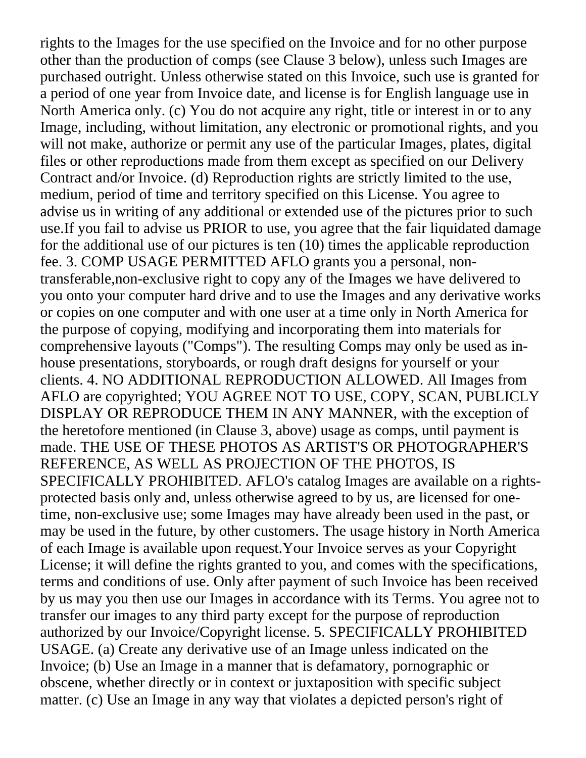rights to the Images for the use specified on the Invoice and for no other purpose other than the production of comps (see Clause 3 below), unless such Images are purchased outright. Unless otherwise stated on this Invoice, such use is granted for a period of one year from Invoice date, and license is for English language use in North America only. (c) You do not acquire any right, title or interest in or to any Image, including, without limitation, any electronic or promotional rights, and you will not make, authorize or permit any use of the particular Images, plates, digital files or other reproductions made from them except as specified on our Delivery Contract and/or Invoice. (d) Reproduction rights are strictly limited to the use, medium, period of time and territory specified on this License. You agree to advise us in writing of any additional or extended use of the pictures prior to such use.If you fail to advise us PRIOR to use, you agree that the fair liquidated damage for the additional use of our pictures is ten (10) times the applicable reproduction fee. 3. COMP USAGE PERMITTED AFLO grants you a personal, non-transferable,non-exclusive right to copy any of the Images we have delivered to you onto your computer hard drive and to use the Images and any derivative works or copies on one computer and with one user at a time only in North America for the purpose of copying, modifying and incorporating them into materials for comprehensive layouts ("Comps"). The resulting Comps may only be used as in-house presentations, storyboards, or rough draft designs for yourself or your clients. 4. NO ADDITIONAL REPRODUCTION ALLOWED. All Images from AFLO are copyrighted; YOU AGREE NOT TO USE, COPY, SCAN, PUBLICLY DISPLAY OR REPRODUCE THEM IN ANY MANNER, with the exception of the heretofore mentioned (in Clause 3, above) usage as comps, until payment is made. THE USE OF THESE PHOTOS AS ARTIST'S OR PHOTOGRAPHER'S REFERENCE, AS WELL AS PROJECTION OF THE PHOTOS, IS SPECIFICALLY PROHIBITED. AFLO's catalog Images are available on a rights-protected basis only and, unless otherwise agreed to by us, are licensed for one-time, non-exclusive use; some Images may have already been used in the past, or may be used in the future, by other customers. The usage history in North America of each Image is available upon request.Your Invoice serves as your Copyright License; it will define the rights granted to you, and comes with the specifications, terms and conditions of use. Only after payment of such Invoice has been received by us may you then use our Images in accordance with its Terms. You agree not to transfer our images to any third party except for the purpose of reproduction authorized by our Invoice/Copyright license. 5. SPECIFICALLY PROHIBITED USAGE. (a) Create any derivative use of an Image unless indicated on the Invoice; (b) Use an Image in a manner that is defamatory, pornographic or obscene, whether directly or in context or juxtaposition with specific subject matter. (c) Use an Image in any way that violates a depicted person's right of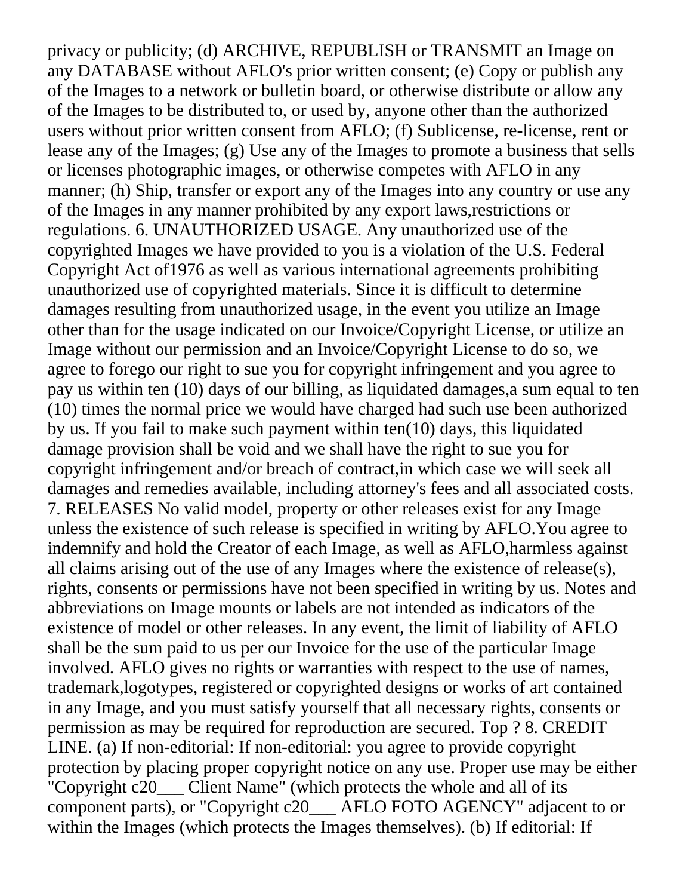privacy or publicity; (d) ARCHIVE, REPUBLISH or TRANSMIT an Image on any DATABASE without AFLO's prior written consent; (e) Copy or publish any of the Images to a network or bulletin board, or otherwise distribute or allow any of the Images to be distributed to, or used by, anyone other than the authorized users without prior written consent from AFLO; (f) Sublicense, re-license, rent or lease any of the Images; (g) Use any of the Images to promote a business that sells or licenses photographic images, or otherwise competes with AFLO in any manner; (h) Ship, transfer or export any of the Images into any country or use any of the Images in any manner prohibited by any export laws,restrictions or regulations. 6. UNAUTHORIZED USAGE. Any unauthorized use of the copyrighted Images we have provided to you is a violation of the U.S. Federal Copyright Act of1976 as well as various international agreements prohibiting unauthorized use of copyrighted materials. Since it is difficult to determine damages resulting from unauthorized usage, in the event you utilize an Image other than for the usage indicated on our Invoice/Copyright License, or utilize an Image without our permission and an Invoice/Copyright License to do so, we agree to forego our right to sue you for copyright infringement and you agree to pay us within ten (10) days of our billing, as liquidated damages,a sum equal to ten (10) times the normal price we would have charged had such use been authorized by us. If you fail to make such payment within ten(10) days, this liquidated damage provision shall be void and we shall have the right to sue you for copyright infringement and/or breach of contract,in which case we will seek all damages and remedies available, including attorney's fees and all associated costs. 7. RELEASES No valid model, property or other releases exist for any Image unless the existence of such release is specified in writing by AFLO.You agree to indemnify and hold the Creator of each Image, as well as AFLO,harmless against all claims arising out of the use of any Images where the existence of release(s), rights, consents or permissions have not been specified in writing by us. Notes and abbreviations on Image mounts or labels are not intended as indicators of the existence of model or other releases. In any event, the limit of liability of AFLO shall be the sum paid to us per our Invoice for the use of the particular Image involved. AFLO gives no rights or warranties with respect to the use of names, trademark,logotypes, registered or copyrighted designs or works of art contained in any Image, and you must satisfy yourself that all necessary rights, consents or permission as may be required for reproduction are secured. Top ? 8. CREDIT LINE. (a) If non-editorial: If non-editorial: you agree to provide copyright protection by placing proper copyright notice on any use. Proper use may be either "Copyright c20___ Client Name" (which protects the whole and all of its component parts), or "Copyright c20___ AFLO FOTO AGENCY" adjacent to or within the Images (which protects the Images themselves). (b) If editorial: If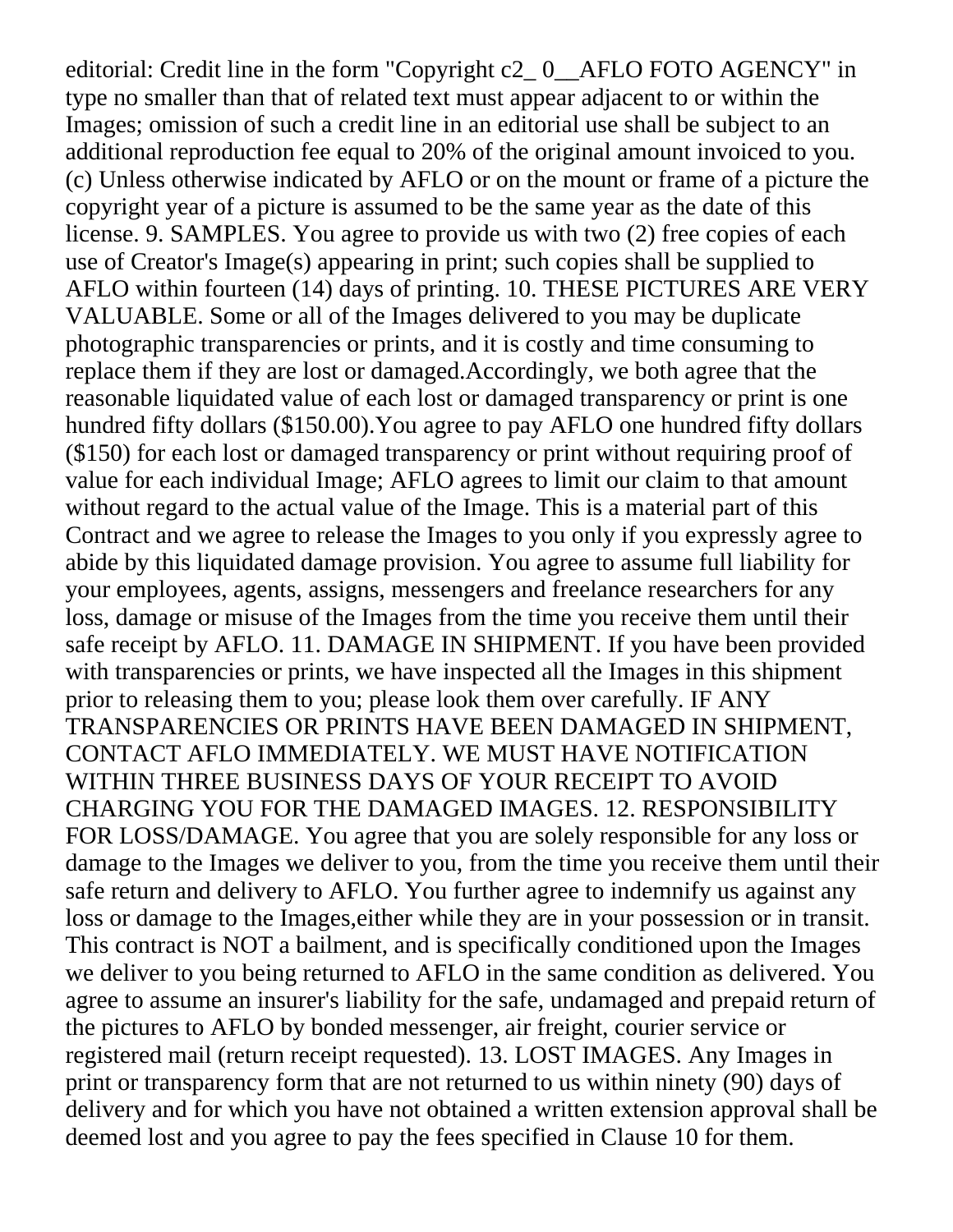editorial: Credit line in the form "Copyright c2_ 0__AFLO FOTO AGENCY" in type no smaller than that of related text must appear adjacent to or within the Images; omission of such a credit line in an editorial use shall be subject to an additional reproduction fee equal to 20% of the original amount invoiced to you. (c) Unless otherwise indicated by AFLO or on the mount or frame of a picture the copyright year of a picture is assumed to be the same year as the date of this license. 9. SAMPLES. You agree to provide us with two (2) free copies of each use of Creator's Image(s) appearing in print; such copies shall be supplied to AFLO within fourteen (14) days of printing. 10. THESE PICTURES ARE VERY VALUABLE. Some or all of the Images delivered to you may be duplicate photographic transparencies or prints, and it is costly and time consuming to replace them if they are lost or damaged.Accordingly, we both agree that the reasonable liquidated value of each lost or damaged transparency or print is one hundred fifty dollars ($150.00).You agree to pay AFLO one hundred fifty dollars ($150) for each lost or damaged transparency or print without requiring proof of value for each individual Image; AFLO agrees to limit our claim to that amount without regard to the actual value of the Image. This is a material part of this Contract and we agree to release the Images to you only if you expressly agree to abide by this liquidated damage provision. You agree to assume full liability for your employees, agents, assigns, messengers and freelance researchers for any loss, damage or misuse of the Images from the time you receive them until their safe receipt by AFLO. 11. DAMAGE IN SHIPMENT. If you have been provided with transparencies or prints, we have inspected all the Images in this shipment prior to releasing them to you; please look them over carefully. IF ANY TRANSPARENCIES OR PRINTS HAVE BEEN DAMAGED IN SHIPMENT, CONTACT AFLO IMMEDIATELY. WE MUST HAVE NOTIFICATION WITHIN THREE BUSINESS DAYS OF YOUR RECEIPT TO AVOID CHARGING YOU FOR THE DAMAGED IMAGES. 12. RESPONSIBILITY FOR LOSS/DAMAGE. You agree that you are solely responsible for any loss or damage to the Images we deliver to you, from the time you receive them until their safe return and delivery to AFLO. You further agree to indemnify us against any loss or damage to the Images,either while they are in your possession or in transit. This contract is NOT a bailment, and is specifically conditioned upon the Images we deliver to you being returned to AFLO in the same condition as delivered. You agree to assume an insurer's liability for the safe, undamaged and prepaid return of the pictures to AFLO by bonded messenger, air freight, courier service or registered mail (return receipt requested). 13. LOST IMAGES. Any Images in print or transparency form that are not returned to us within ninety (90) days of delivery and for which you have not obtained a written extension approval shall be deemed lost and you agree to pay the fees specified in Clause 10 for them.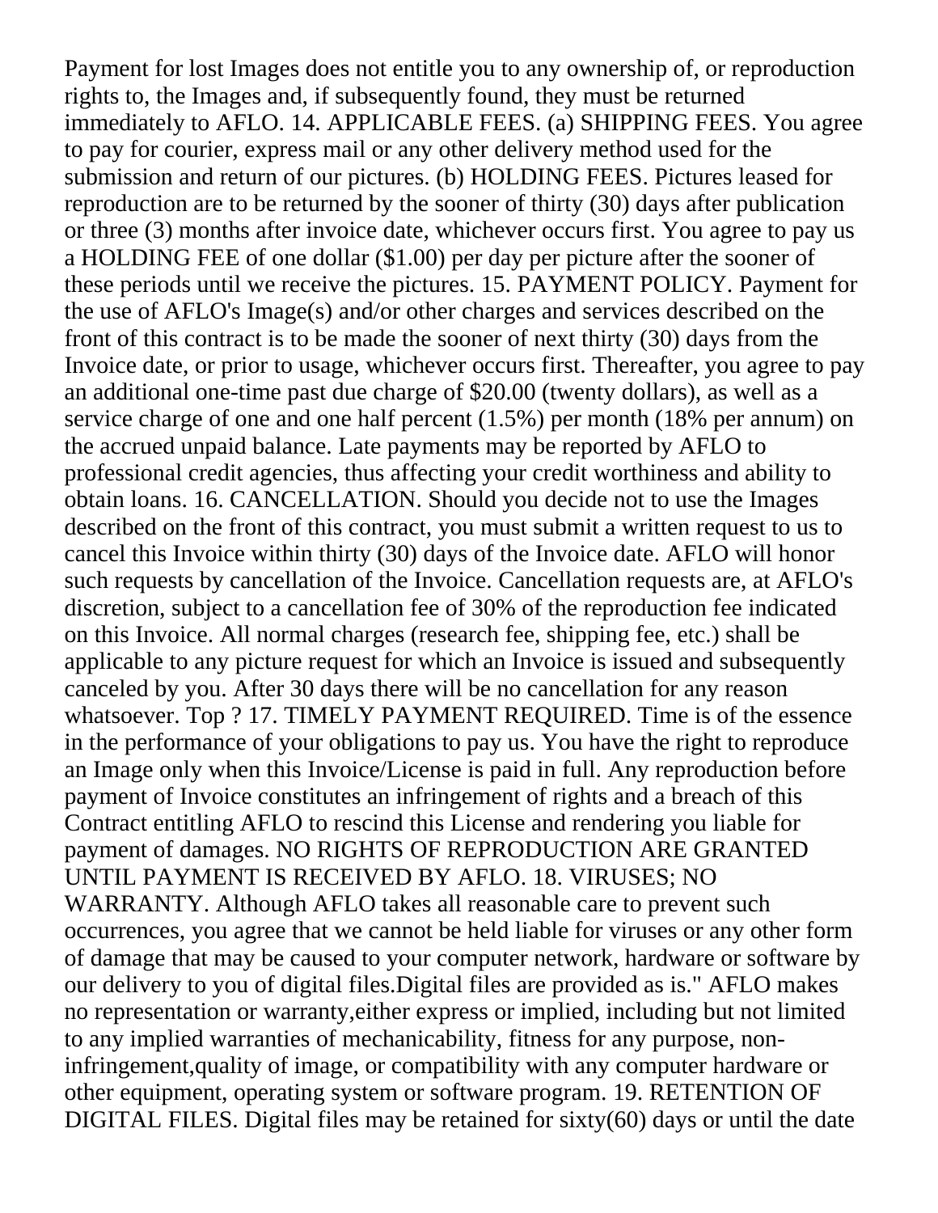Payment for lost Images does not entitle you to any ownership of, or reproduction rights to, the Images and, if subsequently found, they must be returned immediately to AFLO. 14. APPLICABLE FEES. (a) SHIPPING FEES. You agree to pay for courier, express mail or any other delivery method used for the submission and return of our pictures. (b) HOLDING FEES. Pictures leased for reproduction are to be returned by the sooner of thirty (30) days after publication or three (3) months after invoice date, whichever occurs first. You agree to pay us a HOLDING FEE of one dollar ($1.00) per day per picture after the sooner of these periods until we receive the pictures. 15. PAYMENT POLICY. Payment for the use of AFLO's Image(s) and/or other charges and services described on the front of this contract is to be made the sooner of next thirty (30) days from the Invoice date, or prior to usage, whichever occurs first. Thereafter, you agree to pay an additional one-time past due charge of $20.00 (twenty dollars), as well as a service charge of one and one half percent (1.5%) per month (18% per annum) on the accrued unpaid balance. Late payments may be reported by AFLO to professional credit agencies, thus affecting your credit worthiness and ability to obtain loans. 16. CANCELLATION. Should you decide not to use the Images described on the front of this contract, you must submit a written request to us to cancel this Invoice within thirty (30) days of the Invoice date. AFLO will honor such requests by cancellation of the Invoice. Cancellation requests are, at AFLO's discretion, subject to a cancellation fee of 30% of the reproduction fee indicated on this Invoice. All normal charges (research fee, shipping fee, etc.) shall be applicable to any picture request for which an Invoice is issued and subsequently canceled by you. After 30 days there will be no cancellation for any reason whatsoever. Top ? 17. TIMELY PAYMENT REQUIRED. Time is of the essence in the performance of your obligations to pay us. You have the right to reproduce an Image only when this Invoice/License is paid in full. Any reproduction before payment of Invoice constitutes an infringement of rights and a breach of this Contract entitling AFLO to rescind this License and rendering you liable for payment of damages. NO RIGHTS OF REPRODUCTION ARE GRANTED UNTIL PAYMENT IS RECEIVED BY AFLO. 18. VIRUSES; NO WARRANTY. Although AFLO takes all reasonable care to prevent such occurrences, you agree that we cannot be held liable for viruses or any other form of damage that may be caused to your computer network, hardware or software by our delivery to you of digital files.Digital files are provided as is." AFLO makes no representation or warranty,either express or implied, including but not limited to any implied warranties of mechanicability, fitness for any purpose, non-infringement,quality of image, or compatibility with any computer hardware or other equipment, operating system or software program. 19. RETENTION OF DIGITAL FILES. Digital files may be retained for sixty(60) days or until the date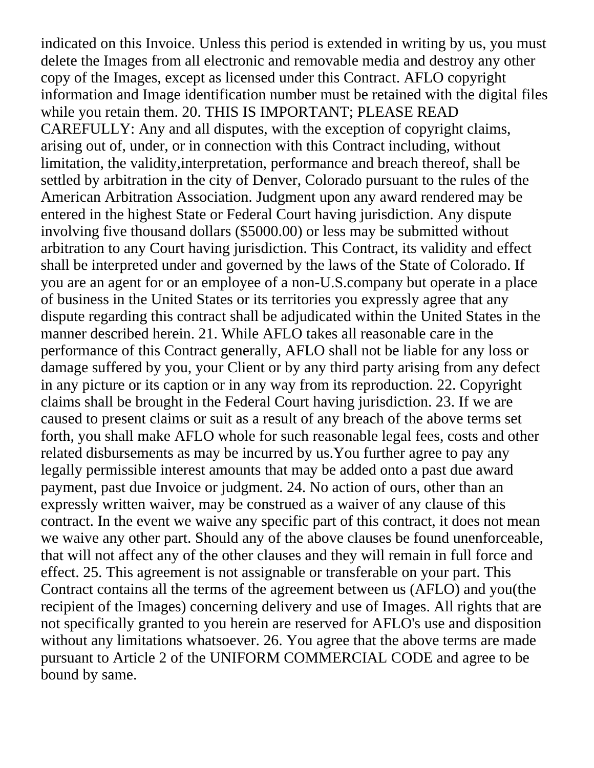indicated on this Invoice. Unless this period is extended in writing by us, you must delete the Images from all electronic and removable media and destroy any other copy of the Images, except as licensed under this Contract. AFLO copyright information and Image identification number must be retained with the digital files while you retain them. 20. THIS IS IMPORTANT; PLEASE READ CAREFULLY: Any and all disputes, with the exception of copyright claims, arising out of, under, or in connection with this Contract including, without limitation, the validity,interpretation, performance and breach thereof, shall be settled by arbitration in the city of Denver, Colorado pursuant to the rules of the American Arbitration Association. Judgment upon any award rendered may be entered in the highest State or Federal Court having jurisdiction. Any dispute involving five thousand dollars ($5000.00) or less may be submitted without arbitration to any Court having jurisdiction. This Contract, its validity and effect shall be interpreted under and governed by the laws of the State of Colorado. If you are an agent for or an employee of a non-U.S.company but operate in a place of business in the United States or its territories you expressly agree that any dispute regarding this contract shall be adjudicated within the United States in the manner described herein. 21. While AFLO takes all reasonable care in the performance of this Contract generally, AFLO shall not be liable for any loss or damage suffered by you, your Client or by any third party arising from any defect in any picture or its caption or in any way from its reproduction. 22. Copyright claims shall be brought in the Federal Court having jurisdiction. 23. If we are caused to present claims or suit as a result of any breach of the above terms set forth, you shall make AFLO whole for such reasonable legal fees, costs and other related disbursements as may be incurred by us.You further agree to pay any legally permissible interest amounts that may be added onto a past due award payment, past due Invoice or judgment. 24. No action of ours, other than an expressly written waiver, may be construed as a waiver of any clause of this contract. In the event we waive any specific part of this contract, it does not mean we waive any other part. Should any of the above clauses be found unenforceable, that will not affect any of the other clauses and they will remain in full force and effect. 25. This agreement is not assignable or transferable on your part. This Contract contains all the terms of the agreement between us (AFLO) and you(the recipient of the Images) concerning delivery and use of Images. All rights that are not specifically granted to you herein are reserved for AFLO's use and disposition without any limitations whatsoever. 26. You agree that the above terms are made pursuant to Article 2 of the UNIFORM COMMERCIAL CODE and agree to be bound by same.